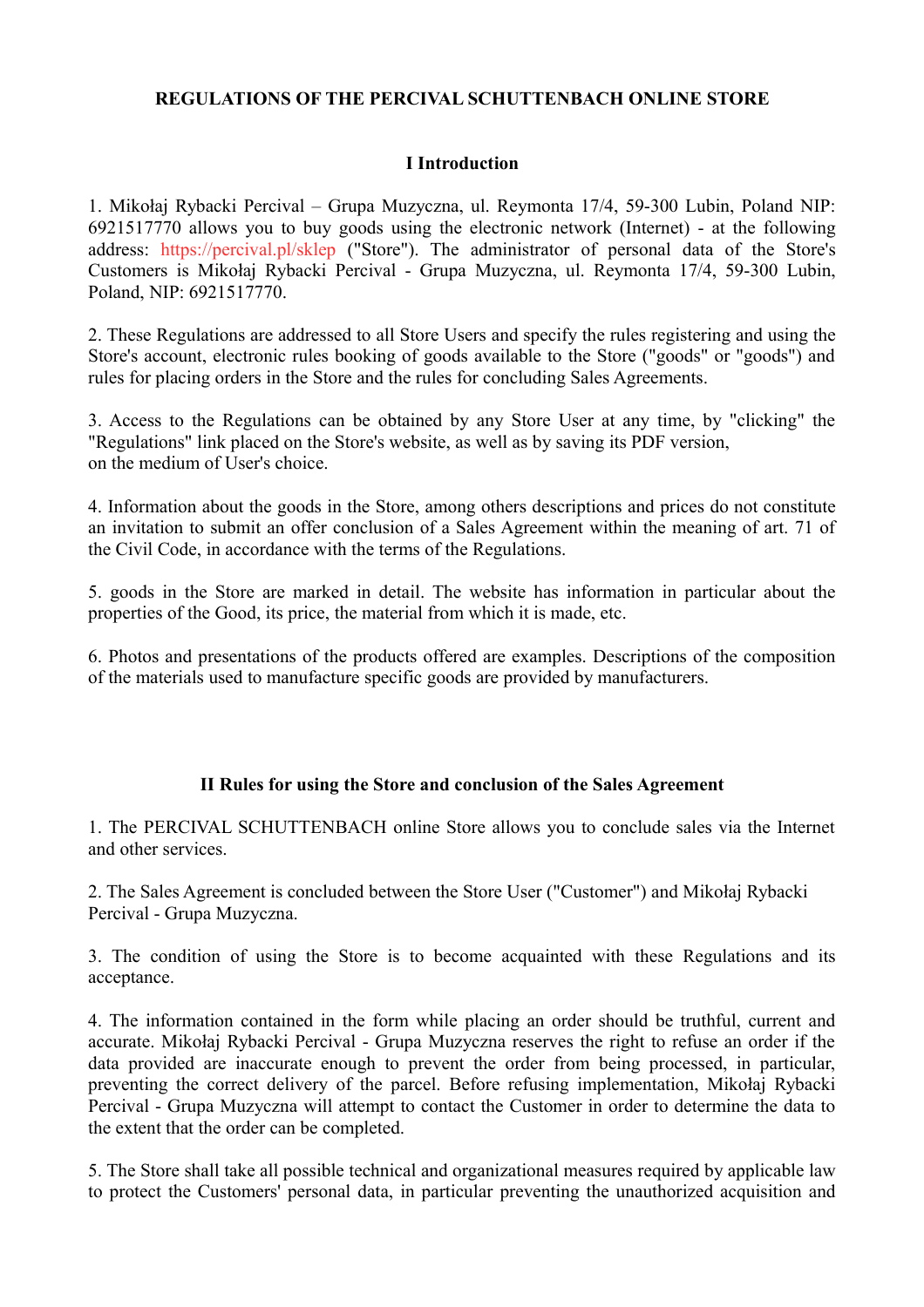# REGULATIONS OF THE PERCIVAL SCHUTTENBACH ONLINE STORE

## I Introduction

1. Mikołaj Rybacki Percival – Grupa Muzyczna, ul. Reymonta 17/4, 59-300 Lubin, Poland NIP: 6921517770 allows you to buy goods using the electronic network (Internet) - at the following address: https://percival.pl/sklep ("Store"). The administrator of personal data of the Store's Customers is Mikołaj Rybacki Percival - Grupa Muzyczna, ul. Reymonta 17/4, 59-300 Lubin, Poland, NIP: 6921517770.

2. These Regulations are addressed to all Store Users and specify the rules registering and using the Store's account, electronic rules booking of goods available to the Store ("goods" or "goods") and rules for placing orders in the Store and the rules for concluding Sales Agreements.

3. Access to the Regulations can be obtained by any Store User at any time, by "clicking" the "Regulations" link placed on the Store's website, as well as by saving its PDF version, on the medium of User's choice.

4. Information about the goods in the Store, among others descriptions and prices do not constitute an invitation to submit an offer conclusion of a Sales Agreement within the meaning of art. 71 of the Civil Code, in accordance with the terms of the Regulations.

5. goods in the Store are marked in detail. The website has information in particular about the properties of the Good, its price, the material from which it is made, etc.

6. Photos and presentations of the products offered are examples. Descriptions of the composition of the materials used to manufacture specific goods are provided by manufacturers.

## II Rules for using the Store and conclusion of the Sales Agreement

1. The PERCIVAL SCHUTTENBACH online Store allows you to conclude sales via the Internet and other services.

2. The Sales Agreement is concluded between the Store User ("Customer") and Mikołaj Rybacki Percival - Grupa Muzyczna.

3. The condition of using the Store is to become acquainted with these Regulations and its acceptance.

4. The information contained in the form while placing an order should be truthful, current and accurate. Mikołaj Rybacki Percival - Grupa Muzyczna reserves the right to refuse an order if the data provided are inaccurate enough to prevent the order from being processed, in particular, preventing the correct delivery of the parcel. Before refusing implementation, Mikołaj Rybacki Percival - Grupa Muzyczna will attempt to contact the Customer in order to determine the data to the extent that the order can be completed.

5. The Store shall take all possible technical and organizational measures required by applicable law to protect the Customers' personal data, in particular preventing the unauthorized acquisition and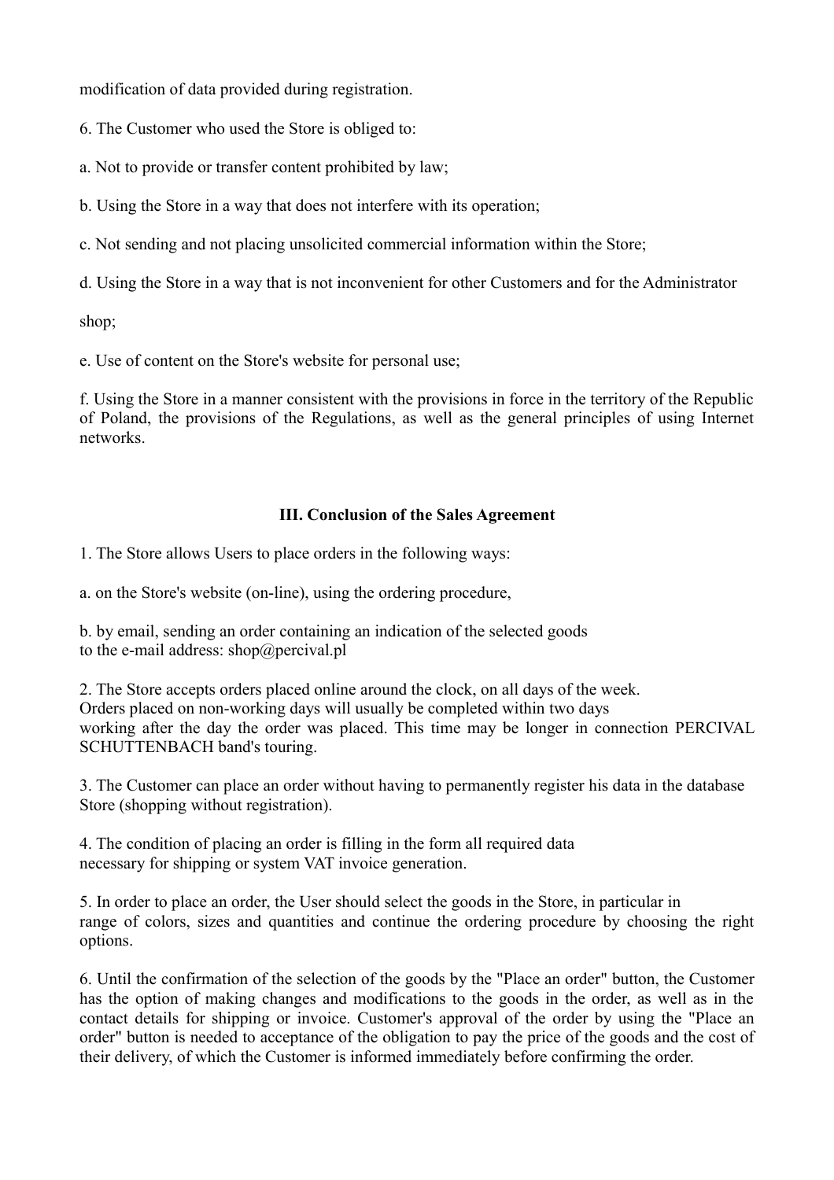modification of data provided during registration.

6. The Customer who used the Store is obliged to:

a. Not to provide or transfer content prohibited by law;

b. Using the Store in a way that does not interfere with its operation;

c. Not sending and not placing unsolicited commercial information within the Store;

d. Using the Store in a way that is not inconvenient for other Customers and for the Administrator

shop;

e. Use of content on the Store's website for personal use;

f. Using the Store in a manner consistent with the provisions in force in the territory of the Republic of Poland, the provisions of the Regulations, as well as the general principles of using Internet networks.

## III. Conclusion of the Sales Agreement

1. The Store allows Users to place orders in the following ways:

a. on the Store's website (on-line), using the ordering procedure,

b. by email, sending an order containing an indication of the selected goods to the e-mail address: shop@percival.pl

2. The Store accepts orders placed online around the clock, on all days of the week. Orders placed on non-working days will usually be completed within two days working after the day the order was placed. This time may be longer in connection PERCIVAL SCHUTTENBACH band's touring.

3. The Customer can place an order without having to permanently register his data in the database Store (shopping without registration).

4. The condition of placing an order is filling in the form all required data necessary for shipping or system VAT invoice generation.

5. In order to place an order, the User should select the goods in the Store, in particular in range of colors, sizes and quantities and continue the ordering procedure by choosing the right options.

6. Until the confirmation of the selection of the goods by the "Place an order" button, the Customer has the option of making changes and modifications to the goods in the order, as well as in the contact details for shipping or invoice. Customer's approval of the order by using the "Place an order" button is needed to acceptance of the obligation to pay the price of the goods and the cost of their delivery, of which the Customer is informed immediately before confirming the order.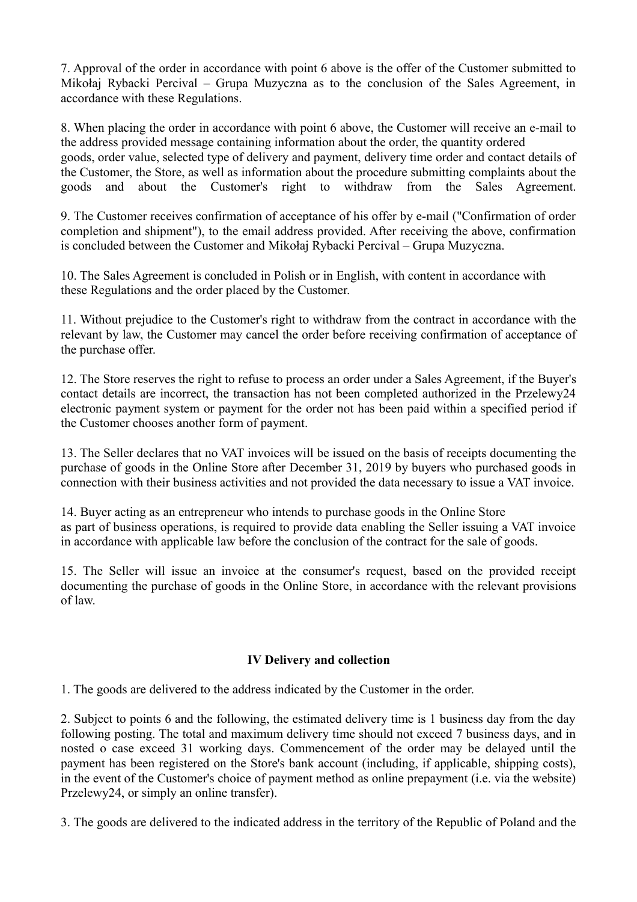7. Approval of the order in accordance with point 6 above is the offer of the Customer submitted to Mikołaj Rybacki Percival – Grupa Muzyczna as to the conclusion of the Sales Agreement, in accordance with these Regulations.

8. When placing the order in accordance with point 6 above, the Customer will receive an e-mail to the address provided message containing information about the order, the quantity ordered goods, order value, selected type of delivery and payment, delivery time order and contact details of the Customer, the Store, as well as information about the procedure submitting complaints about the goods and about the Customer's right to withdraw from the Sales Agreement.

9. The Customer receives confirmation of acceptance of his offer by e-mail ("Confirmation of order completion and shipment"), to the email address provided. After receiving the above, confirmation is concluded between the Customer and Mikołaj Rybacki Percival – Grupa Muzyczna.

10. The Sales Agreement is concluded in Polish or in English, with content in accordance with these Regulations and the order placed by the Customer.

11. Without prejudice to the Customer's right to withdraw from the contract in accordance with the relevant by law, the Customer may cancel the order before receiving confirmation of acceptance of the purchase offer.

12. The Store reserves the right to refuse to process an order under a Sales Agreement, if the Buyer's contact details are incorrect, the transaction has not been completed authorized in the Przelewy24 electronic payment system or payment for the order not has been paid within a specified period if the Customer chooses another form of payment.

13. The Seller declares that no VAT invoices will be issued on the basis of receipts documenting the purchase of goods in the Online Store after December 31, 2019 by buyers who purchased goods in connection with their business activities and not provided the data necessary to issue a VAT invoice.

14. Buyer acting as an entrepreneur who intends to purchase goods in the Online Store as part of business operations, is required to provide data enabling the Seller issuing a VAT invoice in accordance with applicable law before the conclusion of the contract for the sale of goods.

15. The Seller will issue an invoice at the consumer's request, based on the provided receipt documenting the purchase of goods in the Online Store, in accordance with the relevant provisions of law.

## IV Delivery and collection

1. The goods are delivered to the address indicated by the Customer in the order.

2. Subject to points 6 and the following, the estimated delivery time is 1 business day from the day following posting. The total and maximum delivery time should not exceed 7 business days, and in nosted o case exceed 31 working days. Commencement of the order may be delayed until the payment has been registered on the Store's bank account (including, if applicable, shipping costs), in the event of the Customer's choice of payment method as online prepayment (i.e. via the website) Przelewy24, or simply an online transfer).

3. The goods are delivered to the indicated address in the territory of the Republic of Poland and the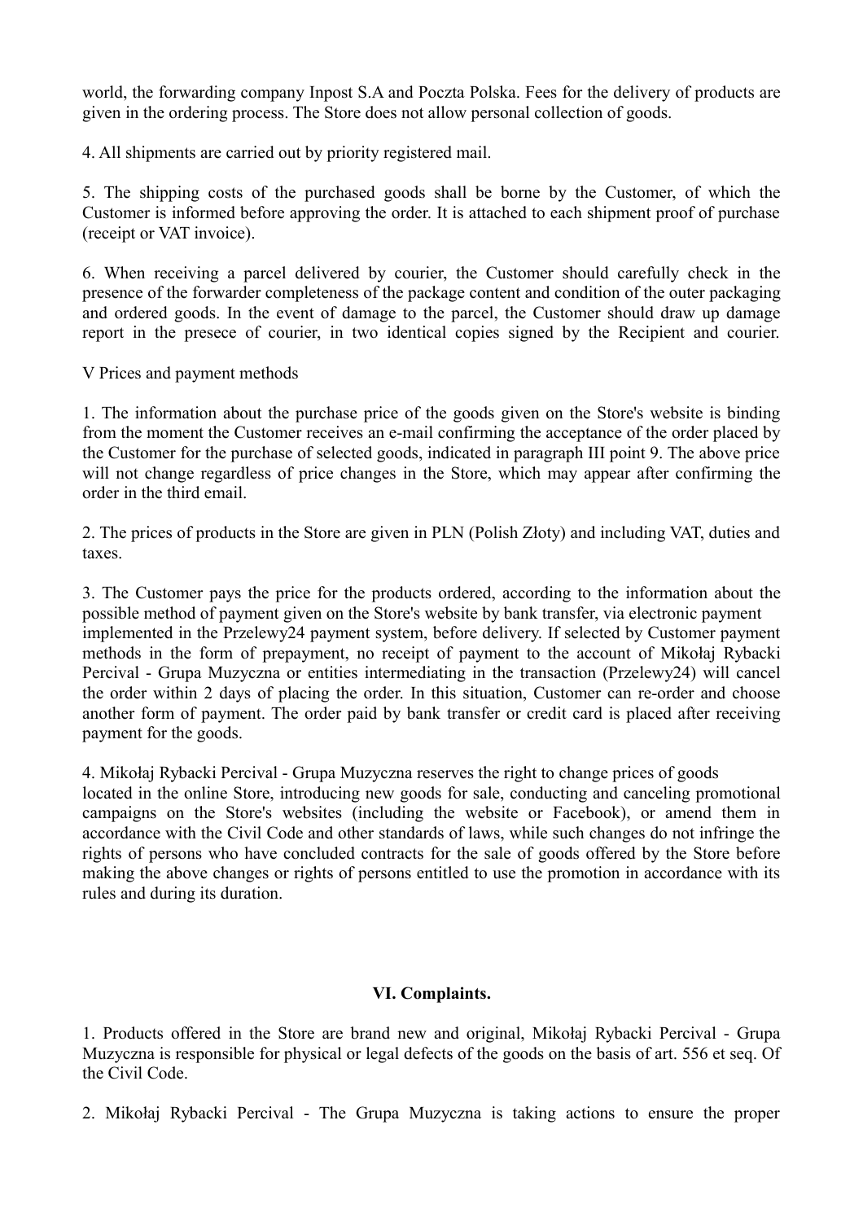world, the forwarding company Inpost S.A and Poczta Polska. Fees for the delivery of products are given in the ordering process. The Store does not allow personal collection of goods.

4. All shipments are carried out by priority registered mail.

5. The shipping costs of the purchased goods shall be borne by the Customer, of which the Customer is informed before approving the order. It is attached to each shipment proof of purchase (receipt or VAT invoice).

6. When receiving a parcel delivered by courier, the Customer should carefully check in the presence of the forwarder completeness of the package content and condition of the outer packaging and ordered goods. In the event of damage to the parcel, the Customer should draw up damage report in the presece of courier, in two identical copies signed by the Recipient and courier.

V Prices and payment methods

1. The information about the purchase price of the goods given on the Store's website is binding from the moment the Customer receives an e-mail confirming the acceptance of the order placed by the Customer for the purchase of selected goods, indicated in paragraph III point 9. The above price will not change regardless of price changes in the Store, which may appear after confirming the order in the third email.

2. The prices of products in the Store are given in PLN (Polish Złoty) and including VAT, duties and taxes.

3. The Customer pays the price for the products ordered, according to the information about the possible method of payment given on the Store's website by bank transfer, via electronic payment implemented in the Przelewy24 payment system, before delivery. If selected by Customer payment methods in the form of prepayment, no receipt of payment to the account of Mikołaj Rybacki Percival - Grupa Muzyczna or entities intermediating in the transaction (Przelewy24) will cancel the order within 2 days of placing the order. In this situation, Customer can re-order and choose another form of payment. The order paid by bank transfer or credit card is placed after receiving payment for the goods.

4. Mikołaj Rybacki Percival - Grupa Muzyczna reserves the right to change prices of goods located in the online Store, introducing new goods for sale, conducting and canceling promotional campaigns on the Store's websites (including the website or Facebook), or amend them in accordance with the Civil Code and other standards of laws, while such changes do not infringe the rights of persons who have concluded contracts for the sale of goods offered by the Store before making the above changes or rights of persons entitled to use the promotion in accordance with its rules and during its duration.

**VI. Complaints.**

1. Products offered in the Store are brand new and original, Mikołaj Rybacki Percival - Grupa Muzyczna is responsible for physical or legal defects of the goods on the basis of art. 556 et seq. Of the Civil Code.

2. Mikołaj Rybacki Percival - The Grupa Muzyczna is taking actions to ensure the proper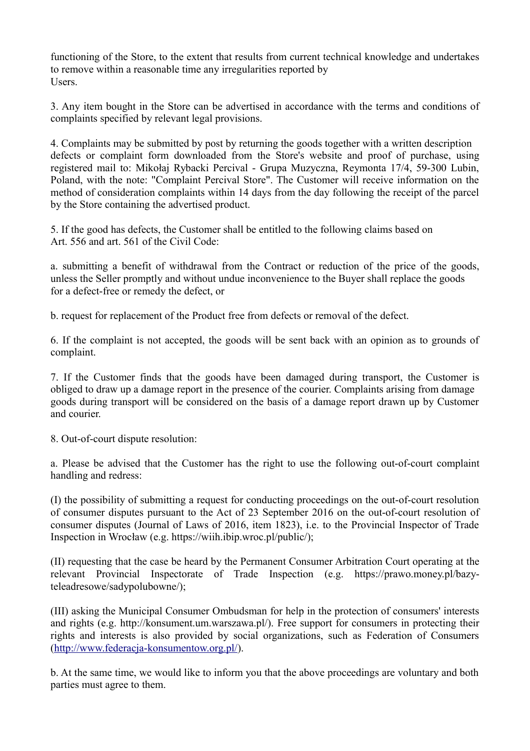functioning of the Store, to the extent that results from current technical knowledge and undertakes to remove within a reasonable time any irregularities reported by Users.

3. Any item bought in the Store can be advertised in accordance with the terms and conditions of complaints specified by relevant legal provisions.

4. Complaints may be submitted by post by returning the goods together with a written description defects or complaint form downloaded from the Store's website and proof of purchase, using registered mail to: Mikołaj Rybacki Percival - Grupa Muzyczna, Reymonta 17/4, 59-300 Lubin, Poland, with the note: "Complaint Percival Store". The Customer will receive information on the method of consideration complaints within 14 days from the day following the receipt of the parcel by the Store containing the advertised product.

5. If the good has defects, the Customer shall be entitled to the following claims based on Art. 556 and art. 561 of the Civil Code:

a. submitting a benefit of withdrawal from the Contract or reduction of the price of the goods, unless the Seller promptly and without undue inconvenience to the Buyer shall replace the goods for a defect-free or remedy the defect, or

b. request for replacement of the Product free from defects or removal of the defect.

6. If the complaint is not accepted, the goods will be sent back with an opinion as to grounds of complaint.

7. If the Customer finds that the goods have been damaged during transport, the Customer is obliged to draw up a damage report in the presence of the courier. Complaints arising from damage goods during transport will be considered on the basis of a damage report drawn up by Customer and courier.

8. Out-of-court dispute resolution:

a. Please be advised that the Customer has the right to use the following out-of-court complaint handling and redress:

(I) the possibility of submitting a request for conducting proceedings on the out-of-court resolution of consumer disputes pursuant to the Act of 23 September 2016 on the out-of-court resolution of consumer disputes (Journal of Laws of 2016, item 1823), i.e. to the Provincial Inspector of Trade Inspection in Wrocław (e.g. https://wiih.ibip.wroc.pl/public/);

(II) requesting that the case be heard by the Permanent Consumer Arbitration Court operating at the relevant Provincial Inspectorate of Trade Inspection (e.g. https://prawo.money.pl/bazy-teleadresowe/sadypolubowne/);

(III) asking the Municipal Consumer Ombudsman for help in the protection of consumers' interests and rights (e.g. http://konsument.um.warszawa.pl/). Free support for consumers in protecting their rights and interests is also provided by social organizations, such as Federation of Consumers (http://www.federacja-konsumentow.org.pl/).

b. At the same time, we would like to inform you that the above proceedings are voluntary and both parties must agree to them.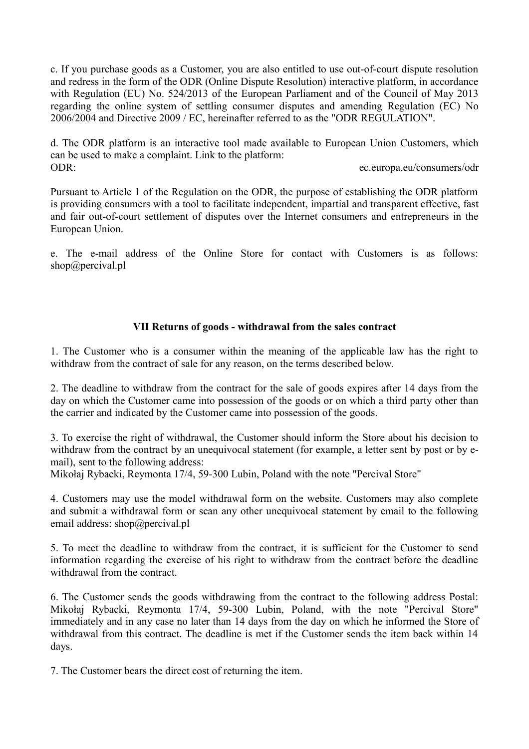c. If you purchase goods as a Customer, you are also entitled to use out-of-court dispute resolution and redress in the form of the ODR (Online Dispute Resolution) interactive platform, in accordance with Regulation (EU) No. 524/2013 of the European Parliament and of the Council of May 2013 regarding the online system of settling consumer disputes and amending Regulation (EC) No 2006/2004 and Directive 2009 / EC, hereinafter referred to as the "ODR REGULATION".

d. The ODR platform is an interactive tool made available to European Union Customers, which can be used to make a complaint. Link to the platform:
ODR: ec.europa.eu/consumers/odr

Pursuant to Article 1 of the Regulation on the ODR, the purpose of establishing the ODR platform is providing consumers with a tool to facilitate independent, impartial and transparent effective, fast and fair out-of-court settlement of disputes over the Internet consumers and entrepreneurs in the European Union.

e. The e-mail address of the Online Store for contact with Customers is as follows: shop@percival.pl

### VII Returns of goods - withdrawal from the sales contract

1. The Customer who is a consumer within the meaning of the applicable law has the right to withdraw from the contract of sale for any reason, on the terms described below.

2. The deadline to withdraw from the contract for the sale of goods expires after 14 days from the day on which the Customer came into possession of the goods or on which a third party other than the carrier and indicated by the Customer came into possession of the goods.

3. To exercise the right of withdrawal, the Customer should inform the Store about his decision to withdraw from the contract by an unequivocal statement (for example, a letter sent by post or by e-mail), sent to the following address:
Mikołaj Rybacki, Reymonta 17/4, 59-300 Lubin, Poland with the note "Percival Store"

4. Customers may use the model withdrawal form on the website. Customers may also complete and submit a withdrawal form or scan any other unequivocal statement by email to the following email address: shop@percival.pl

5. To meet the deadline to withdraw from the contract, it is sufficient for the Customer to send information regarding the exercise of his right to withdraw from the contract before the deadline withdrawal from the contract.

6. The Customer sends the goods withdrawing from the contract to the following address Postal: Mikołaj Rybacki, Reymonta 17/4, 59-300 Lubin, Poland, with the note "Percival Store" immediately and in any case no later than 14 days from the day on which he informed the Store of withdrawal from this contract. The deadline is met if the Customer sends the item back within 14 days.

7. The Customer bears the direct cost of returning the item.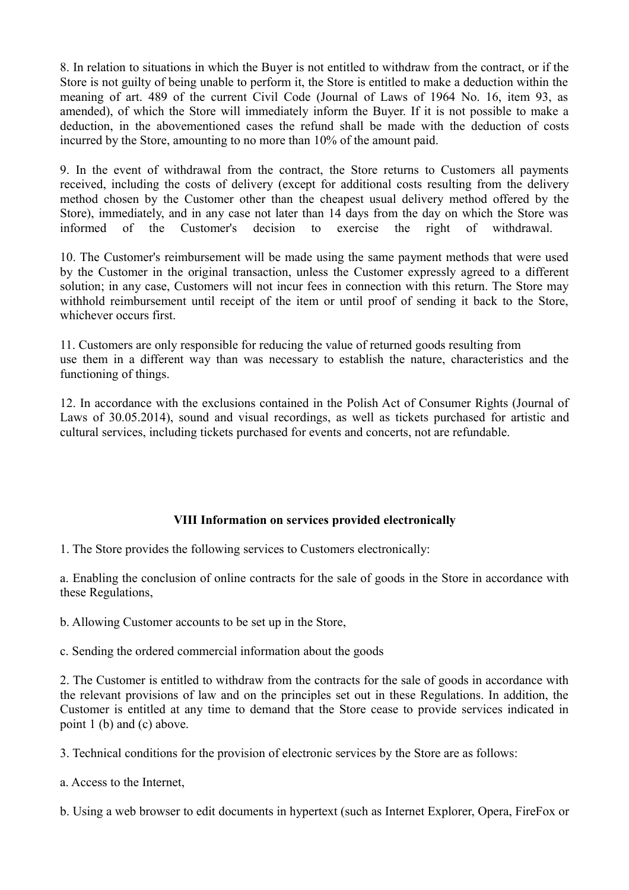8. In relation to situations in which the Buyer is not entitled to withdraw from the contract, or if the Store is not guilty of being unable to perform it, the Store is entitled to make a deduction within the meaning of art. 489 of the current Civil Code (Journal of Laws of 1964 No. 16, item 93, as amended), of which the Store will immediately inform the Buyer. If it is not possible to make a deduction, in the abovementioned cases the refund shall be made with the deduction of costs incurred by the Store, amounting to no more than 10% of the amount paid.

9. In the event of withdrawal from the contract, the Store returns to Customers all payments received, including the costs of delivery (except for additional costs resulting from the delivery method chosen by the Customer other than the cheapest usual delivery method offered by the Store), immediately, and in any case not later than 14 days from the day on which the Store was informed of the Customer's decision to exercise the right of withdrawal.

10. The Customer's reimbursement will be made using the same payment methods that were used by the Customer in the original transaction, unless the Customer expressly agreed to a different solution; in any case, Customers will not incur fees in connection with this return. The Store may withhold reimbursement until receipt of the item or until proof of sending it back to the Store, whichever occurs first.

11. Customers are only responsible for reducing the value of returned goods resulting from use them in a different way than was necessary to establish the nature, characteristics and the functioning of things.

12. In accordance with the exclusions contained in the Polish Act of Consumer Rights (Journal of Laws of 30.05.2014), sound and visual recordings, as well as tickets purchased for artistic and cultural services, including tickets purchased for events and concerts, not are refundable.

## VIII Information on services provided electronically

1. The Store provides the following services to Customers electronically:

a. Enabling the conclusion of online contracts for the sale of goods in the Store in accordance with these Regulations,

b. Allowing Customer accounts to be set up in the Store,

c. Sending the ordered commercial information about the goods

2. The Customer is entitled to withdraw from the contracts for the sale of goods in accordance with the relevant provisions of law and on the principles set out in these Regulations. In addition, the Customer is entitled at any time to demand that the Store cease to provide services indicated in point 1 (b) and (c) above.

3. Technical conditions for the provision of electronic services by the Store are as follows:

a. Access to the Internet,

b. Using a web browser to edit documents in hypertext (such as Internet Explorer, Opera, FireFox or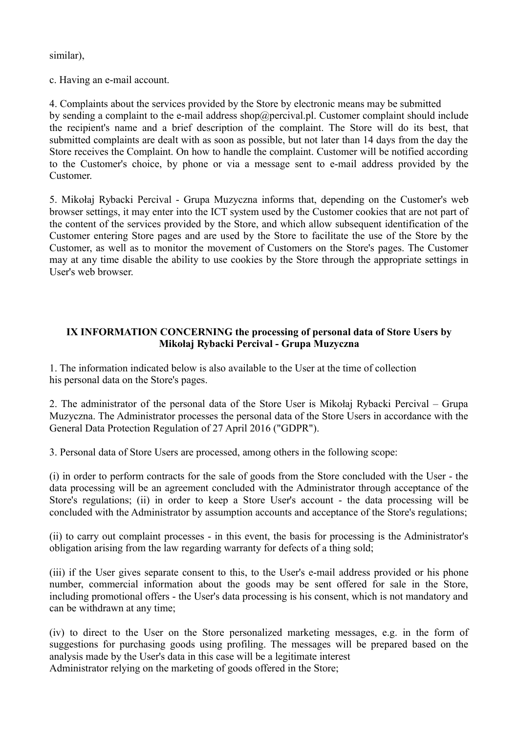similar),

c. Having an e-mail account.

4. Complaints about the services provided by the Store by electronic means may be submitted by sending a complaint to the e-mail address shop@percival.pl. Customer complaint should include the recipient's name and a brief description of the complaint. The Store will do its best, that submitted complaints are dealt with as soon as possible, but not later than 14 days from the day the Store receives the Complaint. On how to handle the complaint. Customer will be notified according to the Customer's choice, by phone or via a message sent to e-mail address provided by the Customer.

5. Mikołaj Rybacki Percival - Grupa Muzyczna informs that, depending on the Customer's web browser settings, it may enter into the ICT system used by the Customer cookies that are not part of the content of the services provided by the Store, and which allow subsequent identification of the Customer entering Store pages and are used by the Store to facilitate the use of the Store by the Customer, as well as to monitor the movement of Customers on the Store's pages. The Customer may at any time disable the ability to use cookies by the Store through the appropriate settings in User's web browser.

## IX INFORMATION CONCERNING the processing of personal data of Store Users by Mikołaj Rybacki Percival - Grupa Muzyczna

1. The information indicated below is also available to the User at the time of collection his personal data on the Store's pages.

2. The administrator of the personal data of the Store User is Mikołaj Rybacki Percival – Grupa Muzyczna. The Administrator processes the personal data of the Store Users in accordance with the General Data Protection Regulation of 27 April 2016 ("GDPR").

3. Personal data of Store Users are processed, among others in the following scope:

(i) in order to perform contracts for the sale of goods from the Store concluded with the User - the data processing will be an agreement concluded with the Administrator through acceptance of the Store's regulations; (ii) in order to keep a Store User's account - the data processing will be concluded with the Administrator by assumption accounts and acceptance of the Store's regulations;

(ii) to carry out complaint processes - in this event, the basis for processing is the Administrator's obligation arising from the law regarding warranty for defects of a thing sold;

(iii) if the User gives separate consent to this, to the User's e-mail address provided or his phone number, commercial information about the goods may be sent offered for sale in the Store, including promotional offers - the User's data processing is his consent, which is not mandatory and can be withdrawn at any time;

(iv) to direct to the User on the Store personalized marketing messages, e.g. in the form of suggestions for purchasing goods using profiling. The messages will be prepared based on the analysis made by the User's data in this case will be a legitimate interest Administrator relying on the marketing of goods offered in the Store;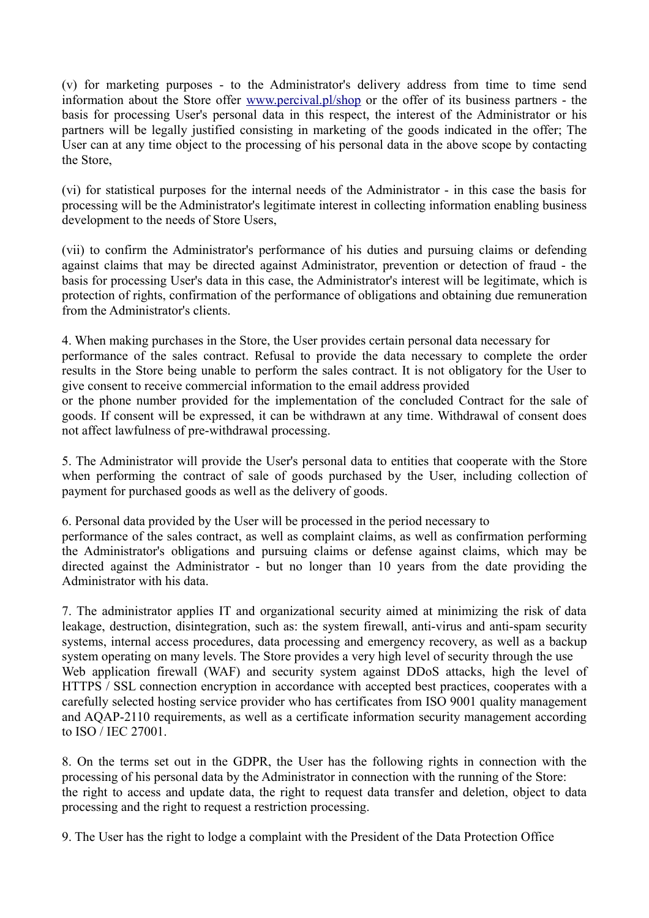(v) for marketing purposes - to the Administrator's delivery address from time to time send information about the Store offer [www.percival.pl/shop](www.percival.pl/shop) or the offer of its business partners - the basis for processing User's personal data in this respect, the interest of the Administrator or his partners will be legally justified consisting in marketing of the goods indicated in the offer; The User can at any time object to the processing of his personal data in the above scope by contacting the Store,

(vi) for statistical purposes for the internal needs of the Administrator - in this case the basis for processing will be the Administrator's legitimate interest in collecting information enabling business development to the needs of Store Users,

(vii) to confirm the Administrator's performance of his duties and pursuing claims or defending against claims that may be directed against Administrator, prevention or detection of fraud - the basis for processing User's data in this case, the Administrator's interest will be legitimate, which is protection of rights, confirmation of the performance of obligations and obtaining due remuneration from the Administrator's clients.

4. When making purchases in the Store, the User provides certain personal data necessary for performance of the sales contract. Refusal to provide the data necessary to complete the order results in the Store being unable to perform the sales contract. It is not obligatory for the User to give consent to receive commercial information to the email address provided or the phone number provided for the implementation of the concluded Contract for the sale of goods. If consent will be expressed, it can be withdrawn at any time. Withdrawal of consent does not affect lawfulness of pre-withdrawal processing.

5. The Administrator will provide the User's personal data to entities that cooperate with the Store when performing the contract of sale of goods purchased by the User, including collection of payment for purchased goods as well as the delivery of goods.

6. Personal data provided by the User will be processed in the period necessary to performance of the sales contract, as well as complaint claims, as well as confirmation performing the Administrator's obligations and pursuing claims or defense against claims, which may be directed against the Administrator - but no longer than 10 years from the date providing the Administrator with his data.

7. The administrator applies IT and organizational security aimed at minimizing the risk of data leakage, destruction, disintegration, such as: the system firewall, anti-virus and anti-spam security systems, internal access procedures, data processing and emergency recovery, as well as a backup system operating on many levels. The Store provides a very high level of security through the use Web application firewall (WAF) and security system against DDoS attacks, high the level of HTTPS / SSL connection encryption in accordance with accepted best practices, cooperates with a carefully selected hosting service provider who has certificates from ISO 9001 quality management and AQAP-2110 requirements, as well as a certificate information security management according to ISO / IEC 27001.

8. On the terms set out in the GDPR, the User has the following rights in connection with the processing of his personal data by the Administrator in connection with the running of the Store: the right to access and update data, the right to request data transfer and deletion, object to data processing and the right to request a restriction processing.

9. The User has the right to lodge a complaint with the President of the Data Protection Office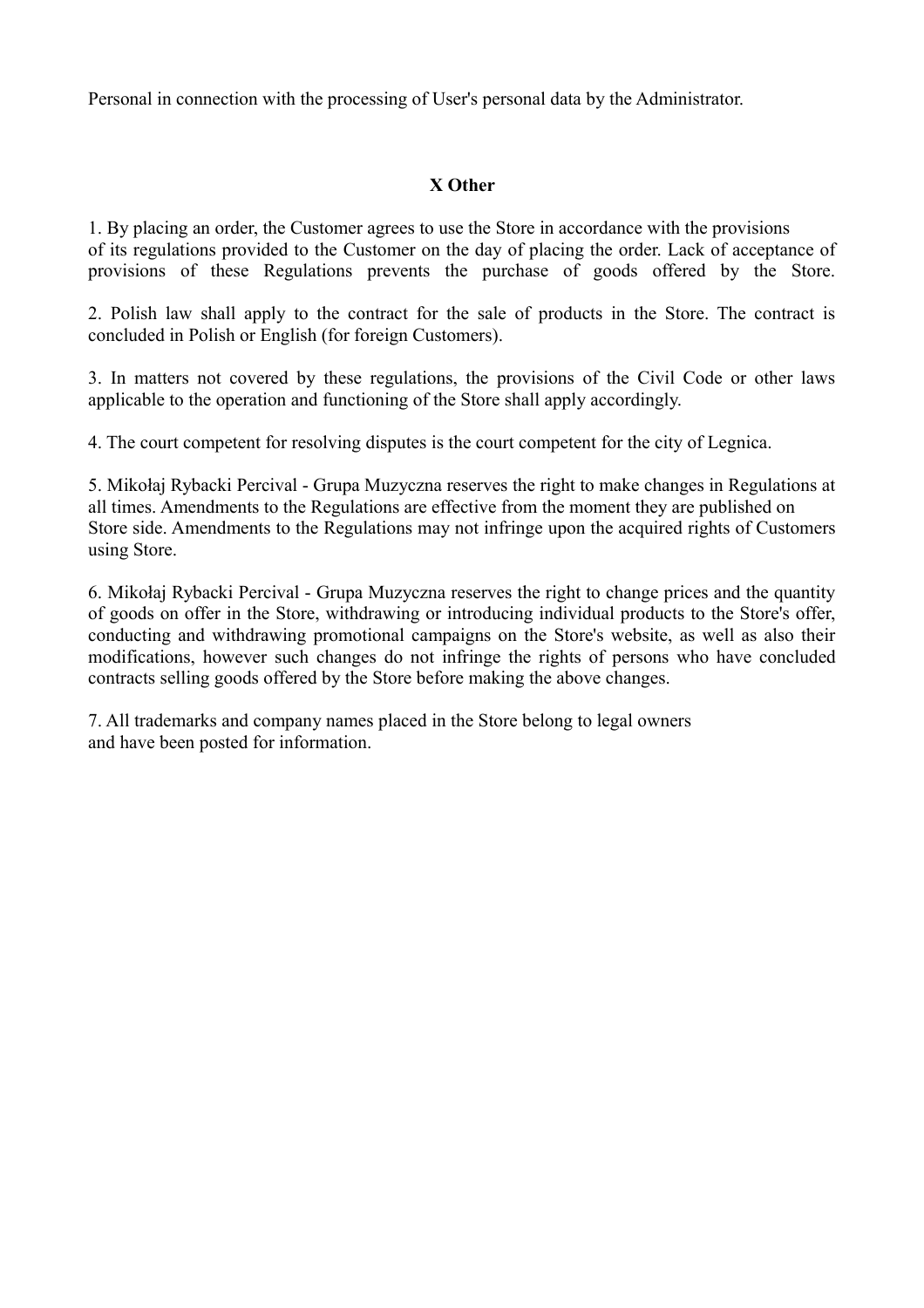Personal in connection with the processing of User's personal data by the Administrator.

## X Other

1. By placing an order, the Customer agrees to use the Store in accordance with the provisions of its regulations provided to the Customer on the day of placing the order. Lack of acceptance of provisions of these Regulations prevents the purchase of goods offered by the Store.

2. Polish law shall apply to the contract for the sale of products in the Store. The contract is concluded in Polish or English (for foreign Customers).

3. In matters not covered by these regulations, the provisions of the Civil Code or other laws applicable to the operation and functioning of the Store shall apply accordingly.

4. The court competent for resolving disputes is the court competent for the city of Legnica.

5. Mikołaj Rybacki Percival - Grupa Muzyczna reserves the right to make changes in Regulations at all times. Amendments to the Regulations are effective from the moment they are published on Store side. Amendments to the Regulations may not infringe upon the acquired rights of Customers using Store.

6. Mikołaj Rybacki Percival - Grupa Muzyczna reserves the right to change prices and the quantity of goods on offer in the Store, withdrawing or introducing individual products to the Store's offer, conducting and withdrawing promotional campaigns on the Store's website, as well as also their modifications, however such changes do not infringe the rights of persons who have concluded contracts selling goods offered by the Store before making the above changes.

7. All trademarks and company names placed in the Store belong to legal owners and have been posted for information.